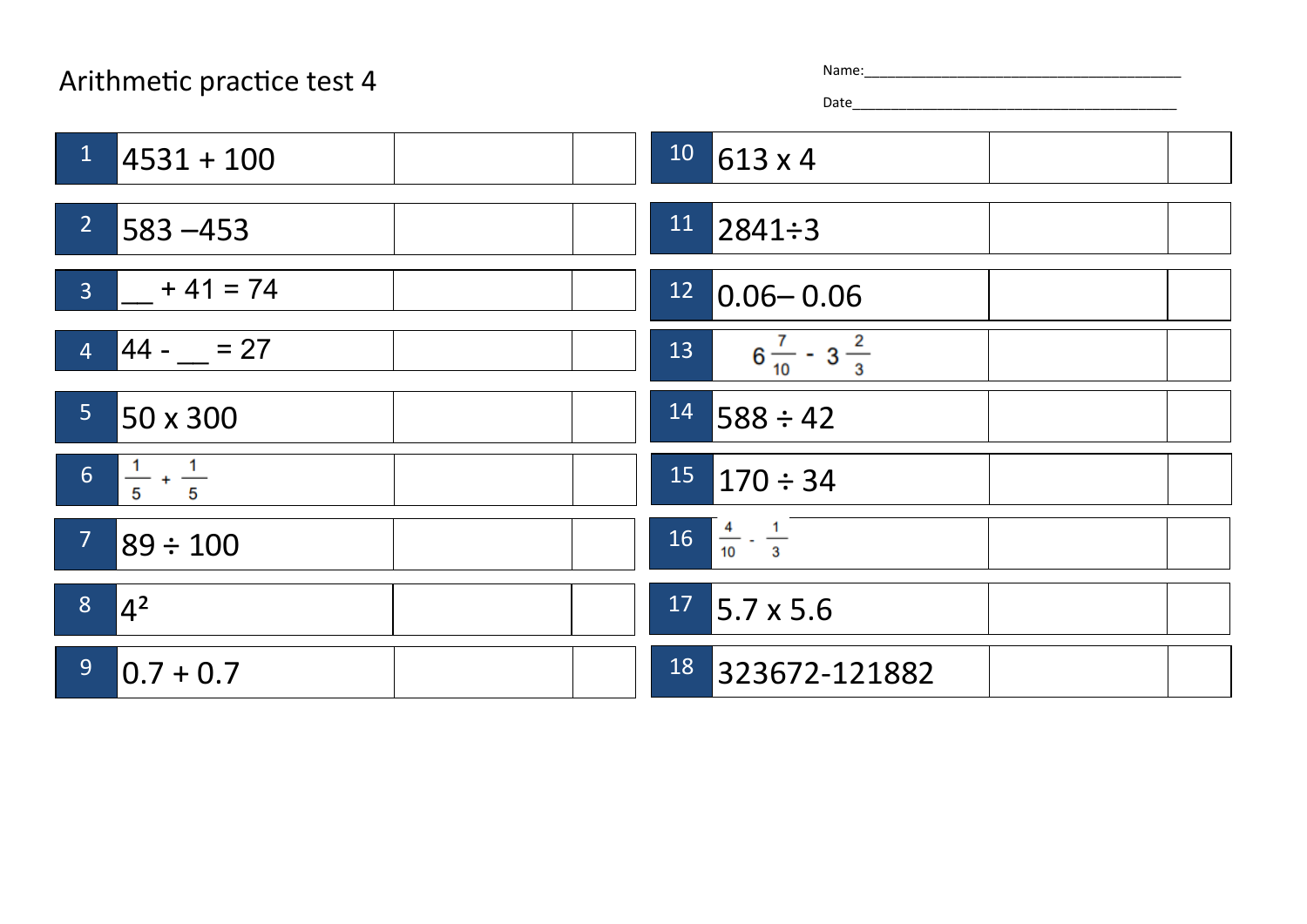# Arithmetic practice test 4

Name:\_\_\_\_\_\_\_\_\_\_\_\_\_\_\_\_\_\_\_\_\_\_\_\_\_\_\_\_\_\_\_\_\_\_\_\_\_\_\_\_

Date\_\_\_\_\_\_\_\_\_\_\_\_\_\_\_\_\_\_\_\_\_\_\_\_\_\_\_\_\_\_\_\_\_\_\_\_\_\_\_\_\_

| No. | Question | Answer | Mark |
|---|---|---|---|
| 1 | 4531 + 100 | | |
| 2 | 583 –453 | | |
| 3 | __ + 41 = 74 | | |
| 4 | 44 - __ = 27 | | |
| 5 | 50 x 300 | | |
| 6 | $\frac{1}{5} + \frac{1}{5}$ | | |
| 7 | 89 ÷ 100 | | |
| 8 | $4^2$ | | |
| 9 | 0.7 + 0.7 | | |
| 10 | 613 x 4 | | |
| 11 | 2841÷3 | | |
| 12 | 0.06– 0.06 | | |
| 13 | $6\frac{7}{10} - 3\frac{2}{3}$ | | |
| 14 | 588 ÷ 42 | | |
| 15 | 170 ÷ 34 | | |
| 16 | $\frac{4}{10} - \frac{1}{3}$ | | |
| 17 | 5.7 x 5.6 | | |
| 18 | 323672-121882 | | |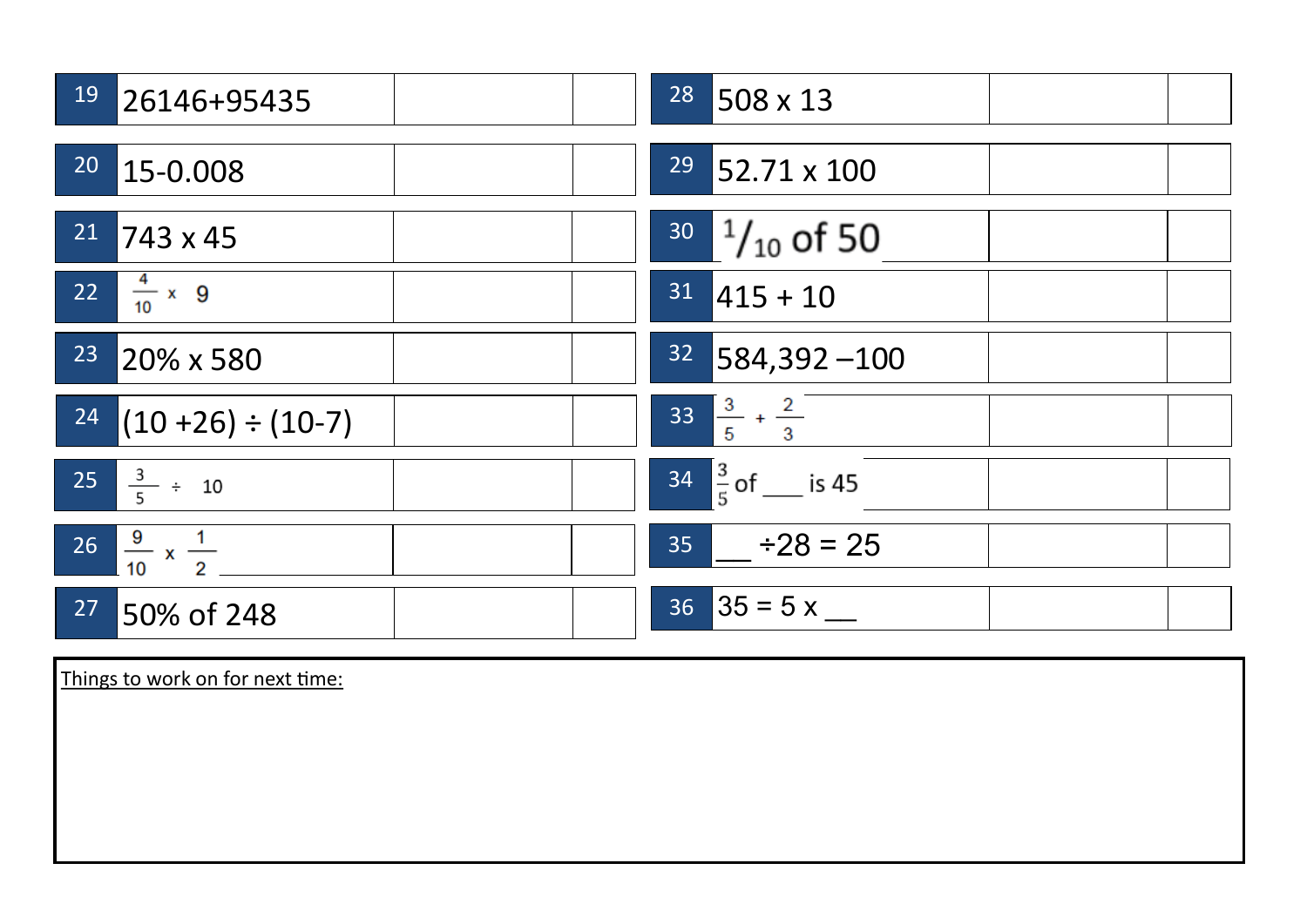| | | | |
|---|---|---|---|
| 19 | 26146+95435 | | |
| 20 | 15-0.008 | | |
| 21 | 743 x 45 | | |
| 22 | $\frac{4}{10} \times 9$ | | |
| 23 | 20% x 580 | | |
| 24 | (10 +26) ÷ (10-7) | | |
| 25 | $\frac{3}{5} \div 10$ | | |
| 26 | $\frac{9}{10} \times \frac{1}{2}$ | | |
| 27 | 50% of 248 | | |

| | | | |
|---|---|---|---|
| 28 | 508 x 13 | | |
| 29 | 52.71 x 100 | | |
| 30 | $^{1}/_{10}$ of 50 | | |
| 31 | 415 + 10 | | |
| 32 | 584,392 –100 | | |
| 33 | $\frac{3}{5} + \frac{2}{3}$ | | |
| 34 | $\frac{3}{5}$ of ___ is 45 | | |
| 35 | ___ ÷28 = 25 | | |
| 36 | 35 = 5 x ___ | | |

Things to work on for next time: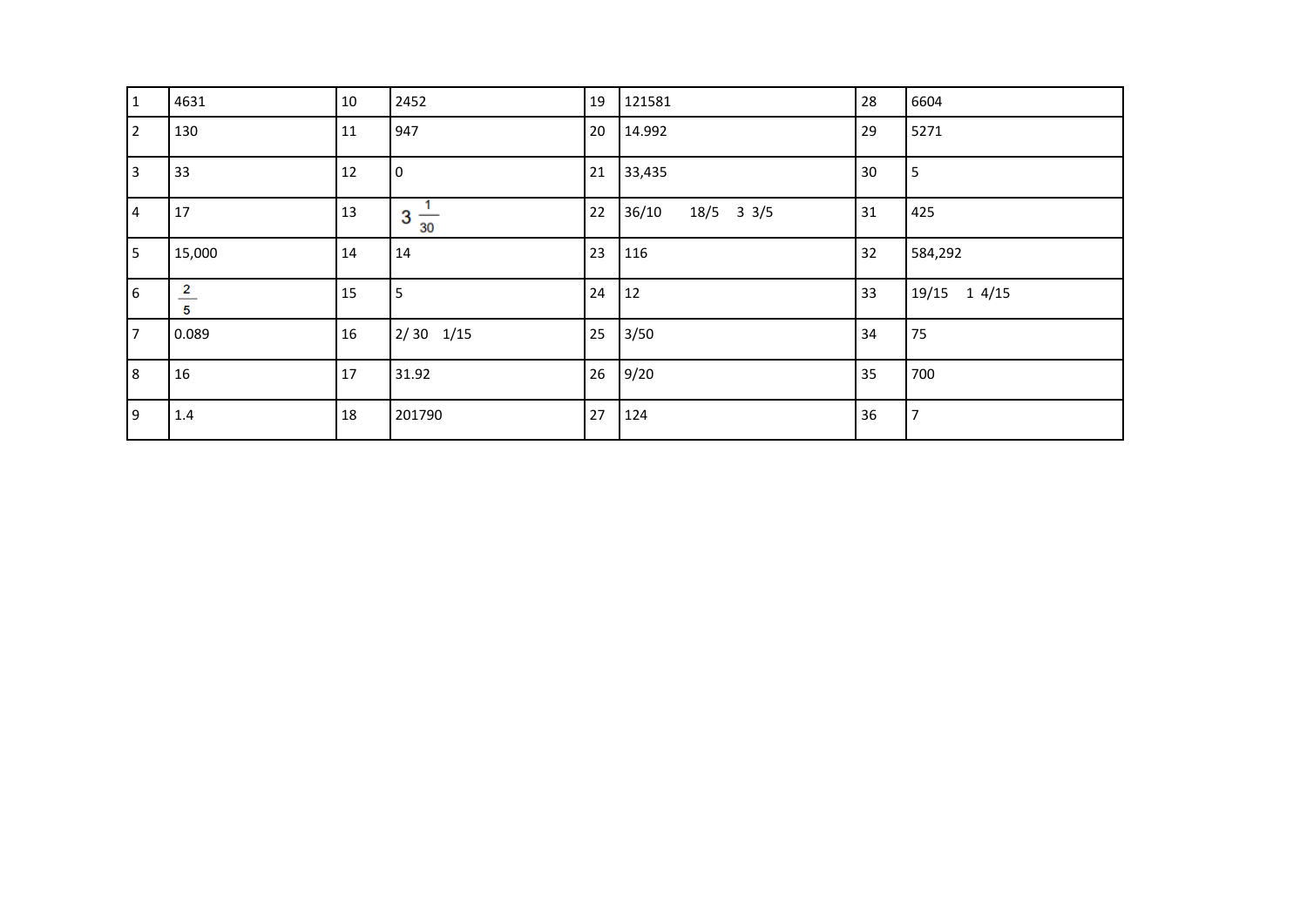| | | | | | | | |
|---|---|---|---|---|---|---|---|
| 1 | 4631 | 10 | 2452 | 19 | 121581 | 28 | 6604 |
| 2 | 130 | 11 | 947 | 20 | 14.992 | 29 | 5271 |
| 3 | 33 | 12 | 0 | 21 | 33,435 | 30 | 5 |
| 4 | 17 | 13 | $3\frac{1}{30}$ | 22 | 36/10 18/5 3 3/5 | 31 | 425 |
| 5 | 15,000 | 14 | 14 | 23 | 116 | 32 | 584,292 |
| 6 | $\frac{2}{5}$ | 15 | 5 | 24 | 12 | 33 | 19/15 1 4/15 |
| 7 | 0.089 | 16 | 2/ 30 1/15 | 25 | 3/50 | 34 | 75 |
| 8 | 16 | 17 | 31.92 | 26 | 9/20 | 35 | 700 |
| 9 | 1.4 | 18 | 201790 | 27 | 124 | 36 | 7 |